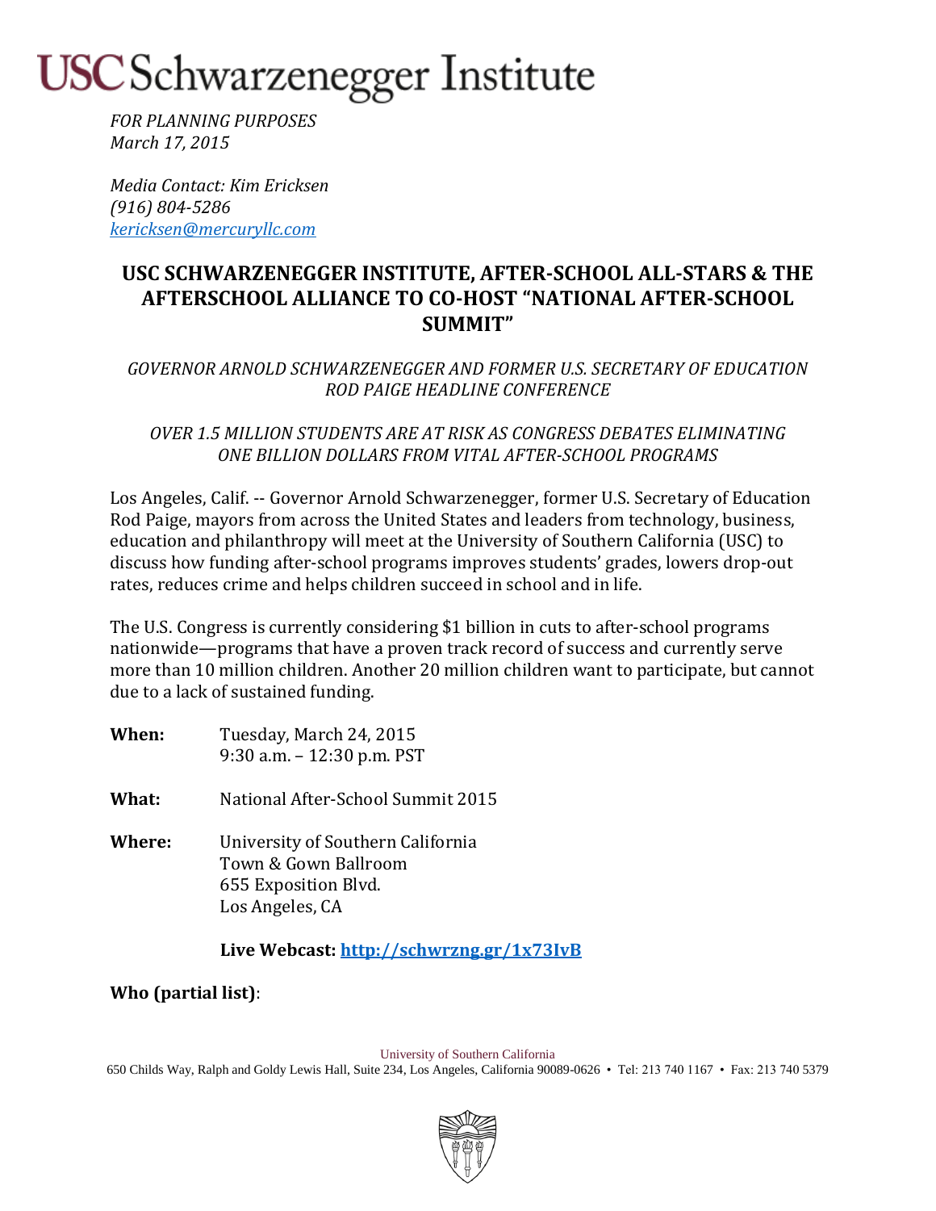# USC Schwarzenegger Institute

*FOR PLANNING PURPOSES*
*March 17, 2015*

*Media Contact: Kim Ericksen*
*(916) 804-5286*
*[kericksen@mercuryllc.com](mailto:kericksen@mercuryllc.com)*

## USC SCHWARZENEGGER INSTITUTE, AFTER-SCHOOL ALL-STARS & THE AFTERSCHOOL ALLIANCE TO CO-HOST "NATIONAL AFTER-SCHOOL SUMMIT"

*GOVERNOR ARNOLD SCHWARZENEGGER AND FORMER U.S. SECRETARY OF EDUCATION ROD PAIGE HEADLINE CONFERENCE*

*OVER 1.5 MILLION STUDENTS ARE AT RISK AS CONGRESS DEBATES ELIMINATING ONE BILLION DOLLARS FROM VITAL AFTER-SCHOOL PROGRAMS*

Los Angeles, Calif. -- Governor Arnold Schwarzenegger, former U.S. Secretary of Education Rod Paige, mayors from across the United States and leaders from technology, business, education and philanthropy will meet at the University of Southern California (USC) to discuss how funding after-school programs improves students' grades, lowers drop-out rates, reduces crime and helps children succeed in school and in life.

The U.S. Congress is currently considering $1 billion in cuts to after-school programs nationwide—programs that have a proven track record of success and currently serve more than 10 million children. Another 20 million children want to participate, but cannot due to a lack of sustained funding.

**When:** Tuesday, March 24, 2015
9:30 a.m. – 12:30 p.m. PST

**What:** National After-School Summit 2015

**Where:** University of Southern California
Town & Gown Ballroom
655 Exposition Blvd.
Los Angeles, CA

**Live Webcast: [http://schwrzng.gr/1x73IvB](http://schwrzng.gr/1x73IvB)**

**Who (partial list)**: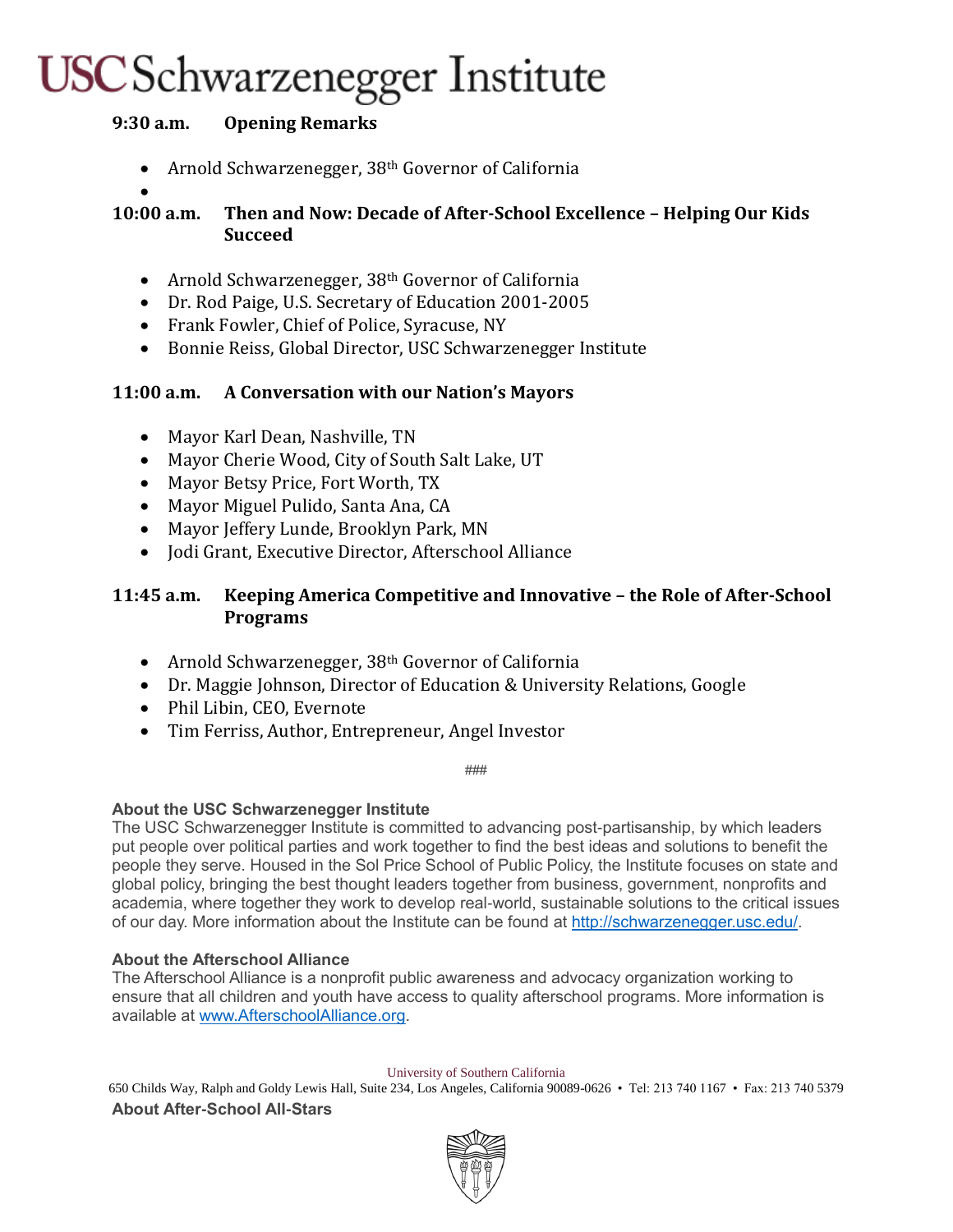**9:30 a.m.  Opening Remarks**

- Arnold Schwarzenegger, 38th Governor of California

**10:00 a.m.  Then and Now: Decade of After-School Excellence – Helping Our Kids Succeed**

- Arnold Schwarzenegger, 38th Governor of California
- Dr. Rod Paige, U.S. Secretary of Education 2001-2005
- Frank Fowler, Chief of Police, Syracuse, NY
- Bonnie Reiss, Global Director, USC Schwarzenegger Institute

**11:00 a.m.  A Conversation with our Nation's Mayors**

- Mayor Karl Dean, Nashville, TN
- Mayor Cherie Wood, City of South Salt Lake, UT
- Mayor Betsy Price, Fort Worth, TX
- Mayor Miguel Pulido, Santa Ana, CA
- Mayor Jeffery Lunde, Brooklyn Park, MN
- Jodi Grant, Executive Director, Afterschool Alliance

**11:45 a.m.  Keeping America Competitive and Innovative – the Role of After-School Programs**

- Arnold Schwarzenegger, 38th Governor of California
- Dr. Maggie Johnson, Director of Education & University Relations, Google
- Phil Libin, CEO, Evernote
- Tim Ferriss, Author, Entrepreneur, Angel Investor

###

**About the USC Schwarzenegger Institute**
The USC Schwarzenegger Institute is committed to advancing post-partisanship, by which leaders put people over political parties and work together to find the best ideas and solutions to benefit the people they serve. Housed in the Sol Price School of Public Policy, the Institute focuses on state and global policy, bringing the best thought leaders together from business, government, nonprofits and academia, where together they work to develop real-world, sustainable solutions to the critical issues of our day. More information about the Institute can be found at http://schwarzenegger.usc.edu/.

**About the Afterschool Alliance**
The Afterschool Alliance is a nonprofit public awareness and advocacy organization working to ensure that all children and youth have access to quality afterschool programs. More information is available at www.AfterschoolAlliance.org.

**About After-School All-Stars**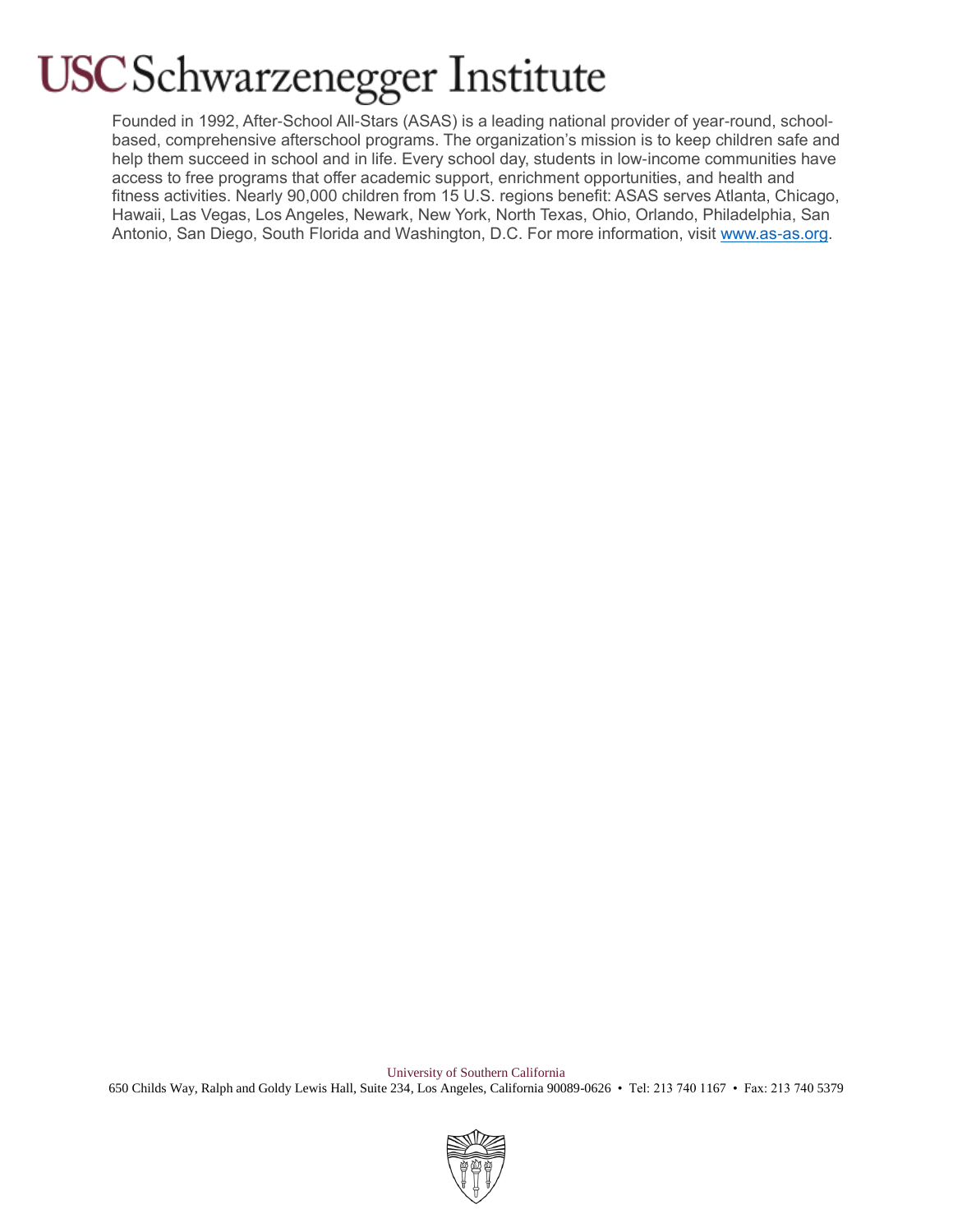Founded in 1992, After-School All-Stars (ASAS) is a leading national provider of year-round, school-based, comprehensive afterschool programs. The organization's mission is to keep children safe and help them succeed in school and in life. Every school day, students in low-income communities have access to free programs that offer academic support, enrichment opportunities, and health and fitness activities. Nearly 90,000 children from 15 U.S. regions benefit: ASAS serves Atlanta, Chicago, Hawaii, Las Vegas, Los Angeles, Newark, New York, North Texas, Ohio, Orlando, Philadelphia, San Antonio, San Diego, South Florida and Washington, D.C. For more information, visit [www.as-as.org](http://www.as-as.org).